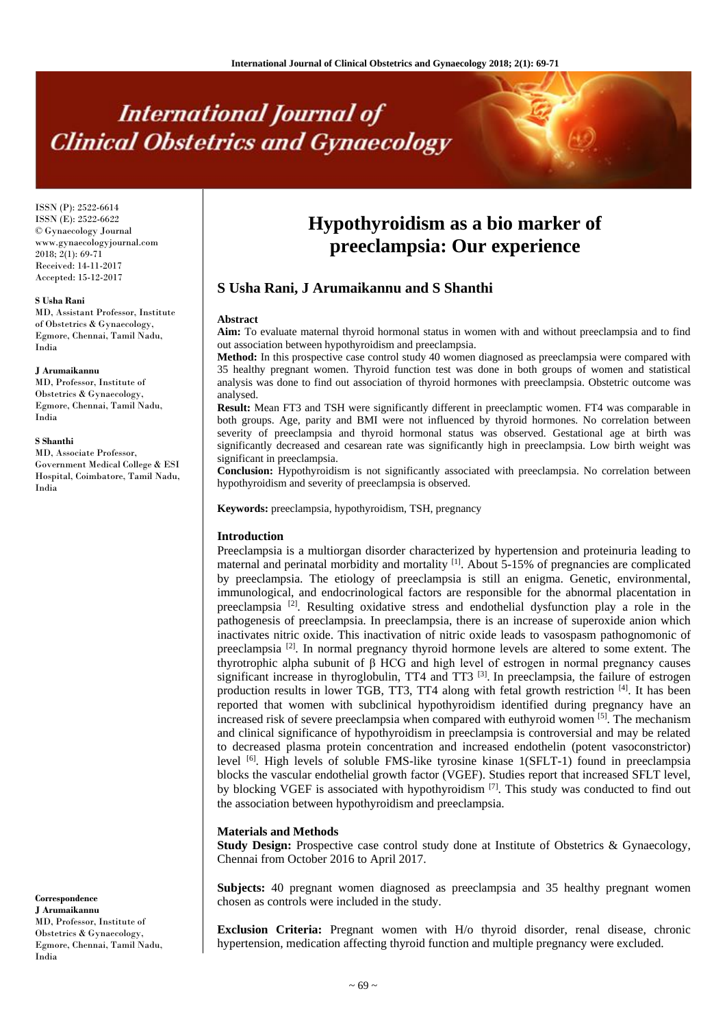# Hypothyroidism as a bio marker of preeclampsia: Our experience

**S Usha Rani, J Arumaikannu and S Shanthi**

ISSN (P): 2522-6614
ISSN (E): 2522-6622
© Gynaecology Journal
www.gynaecologyjournal.com
2018; 2(1): 69-71
Received: 14-11-2017
Accepted: 15-12-2017

**S Usha Rani**
MD, Assistant Professor, Institute of Obstetrics & Gynaecology, Egmore, Chennai, Tamil Nadu, India

**J Arumaikannu**
MD, Professor, Institute of Obstetrics & Gynaecology, Egmore, Chennai, Tamil Nadu, India

**S Shanthi**
MD, Associate Professor, Government Medical College & ESI Hospital, Coimbatore, Tamil Nadu, India

**Correspondence**
**J Arumaikannu**
MD, Professor, Institute of Obstetrics & Gynaecology, Egmore, Chennai, Tamil Nadu, India

### Abstract

**Aim:** To evaluate maternal thyroid hormonal status in women with and without preeclampsia and to find out association between hypothyroidism and preeclampsia.

**Method:** In this prospective case control study 40 women diagnosed as preeclampsia were compared with 35 healthy pregnant women. Thyroid function test was done in both groups of women and statistical analysis was done to find out association of thyroid hormones with preeclampsia. Obstetric outcome was analysed.

**Result:** Mean FT3 and TSH were significantly different in preeclamptic women. FT4 was comparable in both groups. Age, parity and BMI were not influenced by thyroid hormones. No correlation between severity of preeclampsia and thyroid hormonal status was observed. Gestational age at birth was significantly decreased and cesarean rate was significantly high in preeclampsia. Low birth weight was significant in preeclampsia.

**Conclusion:** Hypothyroidism is not significantly associated with preeclampsia. No correlation between hypothyroidism and severity of preeclampsia is observed.

**Keywords:** preeclampsia, hypothyroidism, TSH, pregnancy

### Introduction

Preeclampsia is a multiorgan disorder characterized by hypertension and proteinuria leading to maternal and perinatal morbidity and mortality [1]. About 5-15% of pregnancies are complicated by preeclampsia. The etiology of preeclampsia is still an enigma. Genetic, environmental, immunological, and endocrinological factors are responsible for the abnormal placentation in preeclampsia [2]. Resulting oxidative stress and endothelial dysfunction play a role in the pathogenesis of preeclampsia. In preeclampsia, there is an increase of superoxide anion which inactivates nitric oxide. This inactivation of nitric oxide leads to vasospasm pathognomonic of preeclampsia [2]. In normal pregnancy thyroid hormone levels are altered to some extent. The thyrotrophic alpha subunit of β HCG and high level of estrogen in normal pregnancy causes significant increase in thyroglobulin, TT4 and TT3 [3]. In preeclampsia, the failure of estrogen production results in lower TGB, TT3, TT4 along with fetal growth restriction [4]. It has been reported that women with subclinical hypothyroidism identified during pregnancy have an increased risk of severe preeclampsia when compared with euthyroid women [5]. The mechanism and clinical significance of hypothyroidism in preeclampsia is controversial and may be related to decreased plasma protein concentration and increased endothelin (potent vasoconstrictor) level [6]. High levels of soluble FMS-like tyrosine kinase 1(SFLT-1) found in preeclampsia blocks the vascular endothelial growth factor (VGEF). Studies report that increased SFLT level, by blocking VGEF is associated with hypothyroidism [7]. This study was conducted to find out the association between hypothyroidism and preeclampsia.

### Materials and Methods

**Study Design:** Prospective case control study done at Institute of Obstetrics & Gynaecology, Chennai from October 2016 to April 2017.

**Subjects:** 40 pregnant women diagnosed as preeclampsia and 35 healthy pregnant women chosen as controls were included in the study.

**Exclusion Criteria:** Pregnant women with H/o thyroid disorder, renal disease, chronic hypertension, medication affecting thyroid function and multiple pregnancy were excluded.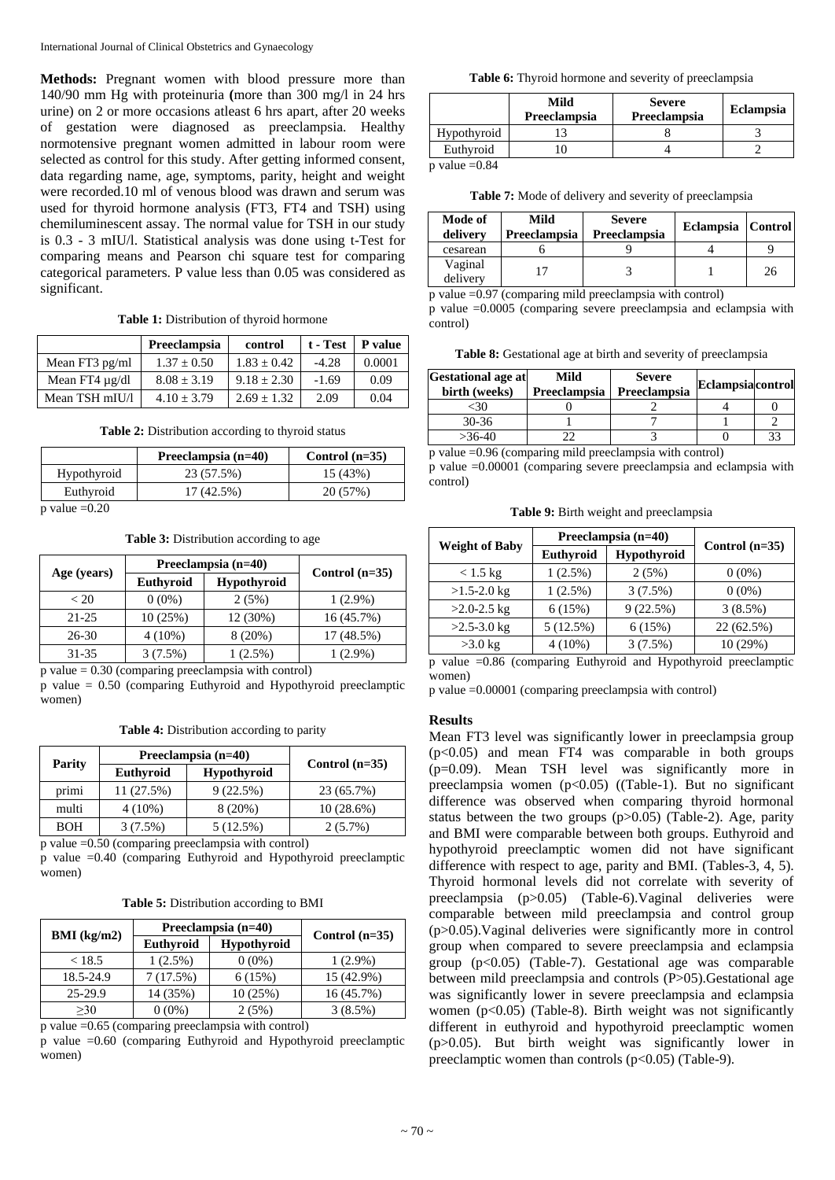**Methods:** Pregnant women with blood pressure more than 140/90 mm Hg with proteinuria (more than 300 mg/l in 24 hrs urine) on 2 or more occasions atleast 6 hrs apart, after 20 weeks of gestation were diagnosed as preeclampsia. Healthy normotensive pregnant women admitted in labour room were selected as control for this study. After getting informed consent, data regarding name, age, symptoms, parity, height and weight were recorded.10 ml of venous blood was drawn and serum was used for thyroid hormone analysis (FT3, FT4 and TSH) using chemiluminescent assay. The normal value for TSH in our study is 0.3 - 3 mIU/l. Statistical analysis was done using t-Test for comparing means and Pearson chi square test for comparing categorical parameters. P value less than 0.05 was considered as significant.

**Table 1:** Distribution of thyroid hormone

| | Preeclampsia | control | t - Test | P value |
|---|---|---|---|---|
| Mean FT3 pg/ml | 1.37 ± 0.50 | 1.83 ± 0.42 | -4.28 | 0.0001 |
| Mean FT4 µg/dl | 8.08 ± 3.19 | 9.18 ± 2.30 | -1.69 | 0.09 |
| Mean TSH mIU/l | 4.10 ± 3.79 | 2.69 ± 1.32 | 2.09 | 0.04 |

**Table 2:** Distribution according to thyroid status

| | Preeclampsia (n=40) | Control (n=35) |
|---|---|---|
| Hypothyroid | 23 (57.5%) | 15 (43%) |
| Euthyroid | 17 (42.5%) | 20 (57%) |

p value =0.20

**Table 3:** Distribution according to age

| Age (years) | Preeclampsia (n=40) | | Control (n=35) |
|---|---|---|---|
| | Euthyroid | Hypothyroid | |
| < 20 | 0 (0%) | 2 (5%) | 1 (2.9%) |
| 21-25 | 10 (25%) | 12 (30%) | 16 (45.7%) |
| 26-30 | 4 (10%) | 8 (20%) | 17 (48.5%) |
| 31-35 | 3 (7.5%) | 1 (2.5%) | 1 (2.9%) |

p value = 0.30 (comparing preeclampsia with control)
p value = 0.50 (comparing Euthyroid and Hypothyroid preeclamptic women)

**Table 4:** Distribution according to parity

| Parity | Preeclampsia (n=40) | | Control (n=35) |
|---|---|---|---|
| | Euthyroid | Hypothyroid | |
| primi | 11 (27.5%) | 9 (22.5%) | 23 (65.7%) |
| multi | 4 (10%) | 8 (20%) | 10 (28.6%) |
| BOH | 3 (7.5%) | 5 (12.5%) | 2 (5.7%) |

p value =0.50 (comparing preeclampsia with control)
p value =0.40 (comparing Euthyroid and Hypothyroid preeclamptic women)

**Table 5:** Distribution according to BMI

| BMI (kg/m2) | Preeclampsia (n=40) | | Control (n=35) |
|---|---|---|---|
| | Euthyroid | Hypothyroid | |
| < 18.5 | 1 (2.5%) | 0 (0%) | 1 (2.9%) |
| 18.5-24.9 | 7 (17.5%) | 6 (15%) | 15 (42.9%) |
| 25-29.9 | 14 (35%) | 10 (25%) | 16 (45.7%) |
| ≥30 | 0 (0%) | 2 (5%) | 3 (8.5%) |

p value =0.65 (comparing preeclampsia with control)
p value =0.60 (comparing Euthyroid and Hypothyroid preeclamptic women)

**Table 6:** Thyroid hormone and severity of preeclampsia

| | Mild Preeclampsia | Severe Preeclampsia | Eclampsia |
|---|---|---|---|
| Hypothyroid | 13 | 8 | 3 |
| Euthyroid | 10 | 4 | 2 |

p value =0.84

**Table 7:** Mode of delivery and severity of preeclampsia

| Mode of delivery | Mild Preeclampsia | Severe Preeclampsia | Eclampsia | Control |
|---|---|---|---|---|
| cesarean | 6 | 9 | 4 | 9 |
| Vaginal delivery | 17 | 3 | 1 | 26 |

p value =0.97 (comparing mild preeclampsia with control)
p value =0.0005 (comparing severe preeclampsia and eclampsia with control)

**Table 8:** Gestational age at birth and severity of preeclampsia

| Gestational age at birth (weeks) | Mild Preeclampsia | Severe Preeclampsia | Eclampsia | control |
|---|---|---|---|---|
| <30 | 0 | 2 | 4 | 0 |
| 30-36 | 1 | 7 | 1 | 2 |
| >36-40 | 22 | 3 | 0 | 33 |

p value =0.96 (comparing mild preeclampsia with control)
p value =0.00001 (comparing severe preeclampsia and eclampsia with control)

**Table 9:** Birth weight and preeclampsia

| Weight of Baby | Preeclampsia (n=40) | | Control (n=35) |
|---|---|---|---|
| | Euthyroid | Hypothyroid | |
| < 1.5 kg | 1 (2.5%) | 2 (5%) | 0 (0%) |
| >1.5-2.0 kg | 1 (2.5%) | 3 (7.5%) | 0 (0%) |
| >2.0-2.5 kg | 6 (15%) | 9 (22.5%) | 3 (8.5%) |
| >2.5-3.0 kg | 5 (12.5%) | 6 (15%) | 22 (62.5%) |
| >3.0 kg | 4 (10%) | 3 (7.5%) | 10 (29%) |

p value =0.86 (comparing Euthyroid and Hypothyroid preeclamptic women)
p value =0.00001 (comparing preeclampsia with control)

## Results

Mean FT3 level was significantly lower in preeclampsia group ($p<0.05$) and mean FT4 was comparable in both groups ($p=0.09$). Mean TSH level was significantly more in preeclampsia women ($p<0.05$) ((Table-1). But no significant difference was observed when comparing thyroid hormonal status between the two groups ($p>0.05$) (Table-2). Age, parity and BMI were comparable between both groups. Euthyroid and hypothyroid preeclamptic women did not have significant difference with respect to age, parity and BMI. (Tables-3, 4, 5). Thyroid hormonal levels did not correlate with severity of preeclampsia ($p>0.05$) (Table-6).Vaginal deliveries were comparable between mild preeclampsia and control group ($p>0.05$).Vaginal deliveries were significantly more in control group when compared to severe preeclampsia and eclampsia group ($p<0.05$) (Table-7). Gestational age was comparable between mild preeclampsia and controls (P>05).Gestational age was significantly lower in severe preeclampsia and eclampsia women ($p<0.05$) (Table-8). Birth weight was not significantly different in euthyroid and hypothyroid preeclamptic women ($p>0.05$). But birth weight was significantly lower in preeclamptic women than controls ($p<0.05$) (Table-9).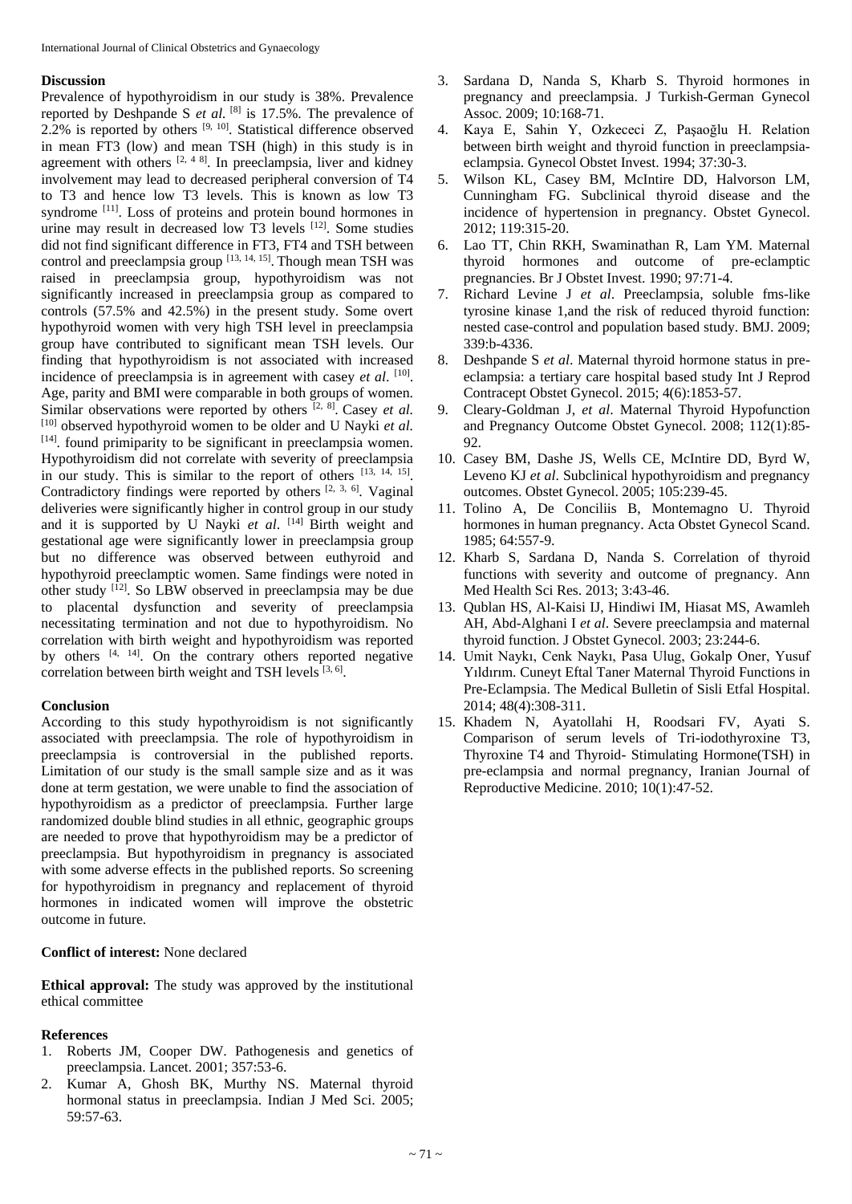### Discussion

Prevalence of hypothyroidism in our study is 38%. Prevalence reported by Deshpande S *et al.* [8] is 17.5%. The prevalence of 2.2% is reported by others [9, 10]. Statistical difference observed in mean FT3 (low) and mean TSH (high) in this study is in agreement with others [2, 4 8]. In preeclampsia, liver and kidney involvement may lead to decreased peripheral conversion of T4 to T3 and hence low T3 levels. This is known as low T3 syndrome [11]. Loss of proteins and protein bound hormones in urine may result in decreased low T3 levels [12]. Some studies did not find significant difference in FT3, FT4 and TSH between control and preeclampsia group [13, 14, 15]. Though mean TSH was raised in preeclampsia group, hypothyroidism was not significantly increased in preeclampsia group as compared to controls (57.5% and 42.5%) in the present study. Some overt hypothyroid women with very high TSH level in preeclampsia group have contributed to significant mean TSH levels. Our finding that hypothyroidism is not associated with increased incidence of preeclampsia is in agreement with casey *et al*. [10]. Age, parity and BMI were comparable in both groups of women. Similar observations were reported by others [2, 8]. Casey *et al.* [10] observed hypothyroid women to be older and U Nayki *et al.* [14]. found primiparity to be significant in preeclampsia women. Hypothyroidism did not correlate with severity of preeclampsia in our study. This is similar to the report of others [13, 14, 15]. Contradictory findings were reported by others [2, 3, 6]. Vaginal deliveries were significantly higher in control group in our study and it is supported by U Nayki *et al*. [14] Birth weight and gestational age were significantly lower in preeclampsia group but no difference was observed between euthyroid and hypothyroid preeclamptic women. Same findings were noted in other study [12]. So LBW observed in preeclampsia may be due to placental dysfunction and severity of preeclampsia necessitating termination and not due to hypothyroidism. No correlation with birth weight and hypothyroidism was reported by others [4, 14]. On the contrary others reported negative correlation between birth weight and TSH levels [3, 6].

### Conclusion

According to this study hypothyroidism is not significantly associated with preeclampsia. The role of hypothyroidism in preeclampsia is controversial in the published reports. Limitation of our study is the small sample size and as it was done at term gestation, we were unable to find the association of hypothyroidism as a predictor of preeclampsia. Further large randomized double blind studies in all ethnic, geographic groups are needed to prove that hypothyroidism may be a predictor of preeclampsia. But hypothyroidism in pregnancy is associated with some adverse effects in the published reports. So screening for hypothyroidism in pregnancy and replacement of thyroid hormones in indicated women will improve the obstetric outcome in future.

**Conflict of interest:** None declared

**Ethical approval:** The study was approved by the institutional ethical committee

### References

1. Roberts JM, Cooper DW. Pathogenesis and genetics of preeclampsia. Lancet. 2001; 357:53-6.
2. Kumar A, Ghosh BK, Murthy NS. Maternal thyroid hormonal status in preeclampsia. Indian J Med Sci. 2005; 59:57-63.
3. Sardana D, Nanda S, Kharb S. Thyroid hormones in pregnancy and preeclampsia. J Turkish-German Gynecol Assoc. 2009; 10:168-71.
4. Kaya E, Sahin Y, Ozkececi Z, Paşaoğlu H. Relation between birth weight and thyroid function in preeclampsia-eclampsia. Gynecol Obstet Invest. 1994; 37:30-3.
5. Wilson KL, Casey BM, McIntire DD, Halvorson LM, Cunningham FG. Subclinical thyroid disease and the incidence of hypertension in pregnancy. Obstet Gynecol. 2012; 119:315-20.
6. Lao TT, Chin RKH, Swaminathan R, Lam YM. Maternal thyroid hormones and outcome of pre-eclamptic pregnancies. Br J Obstet Invest. 1990; 97:71-4.
7. Richard Levine J *et al*. Preeclampsia, soluble fms-like tyrosine kinase 1,and the risk of reduced thyroid function: nested case-control and population based study. BMJ. 2009; 339:b-4336.
8. Deshpande S *et al*. Maternal thyroid hormone status in pre-eclampsia: a tertiary care hospital based study Int J Reprod Contracept Obstet Gynecol. 2015; 4(6):1853-57.
9. Cleary-Goldman J, *et al*. Maternal Thyroid Hypofunction and Pregnancy Outcome Obstet Gynecol. 2008; 112(1):85-92.
10. Casey BM, Dashe JS, Wells CE, McIntire DD, Byrd W, Leveno KJ *et al*. Subclinical hypothyroidism and pregnancy outcomes. Obstet Gynecol. 2005; 105:239-45.
11. Tolino A, De Conciliis B, Montemagno U. Thyroid hormones in human pregnancy. Acta Obstet Gynecol Scand. 1985; 64:557-9.
12. Kharb S, Sardana D, Nanda S. Correlation of thyroid functions with severity and outcome of pregnancy. Ann Med Health Sci Res. 2013; 3:43-46.
13. Qublan HS, Al-Kaisi IJ, Hindiwi IM, Hiasat MS, Awamleh AH, Abd-Alghani I *et al*. Severe preeclampsia and maternal thyroid function. J Obstet Gynecol. 2003; 23:244-6.
14. Umit Naykı, Cenk Naykı, Pasa Ulug, Gokalp Oner, Yusuf Yıldırım. Cuneyt Eftal Taner Maternal Thyroid Functions in Pre-Eclampsia. The Medical Bulletin of Sisli Etfal Hospital. 2014; 48(4):308-311.
15. Khadem N, Ayatollahi H, Roodsari FV, Ayati S. Comparison of serum levels of Tri-iodothyroxine T3, Thyroxine T4 and Thyroid- Stimulating Hormone(TSH) in pre-eclampsia and normal pregnancy, Iranian Journal of Reproductive Medicine. 2010; 10(1):47-52.